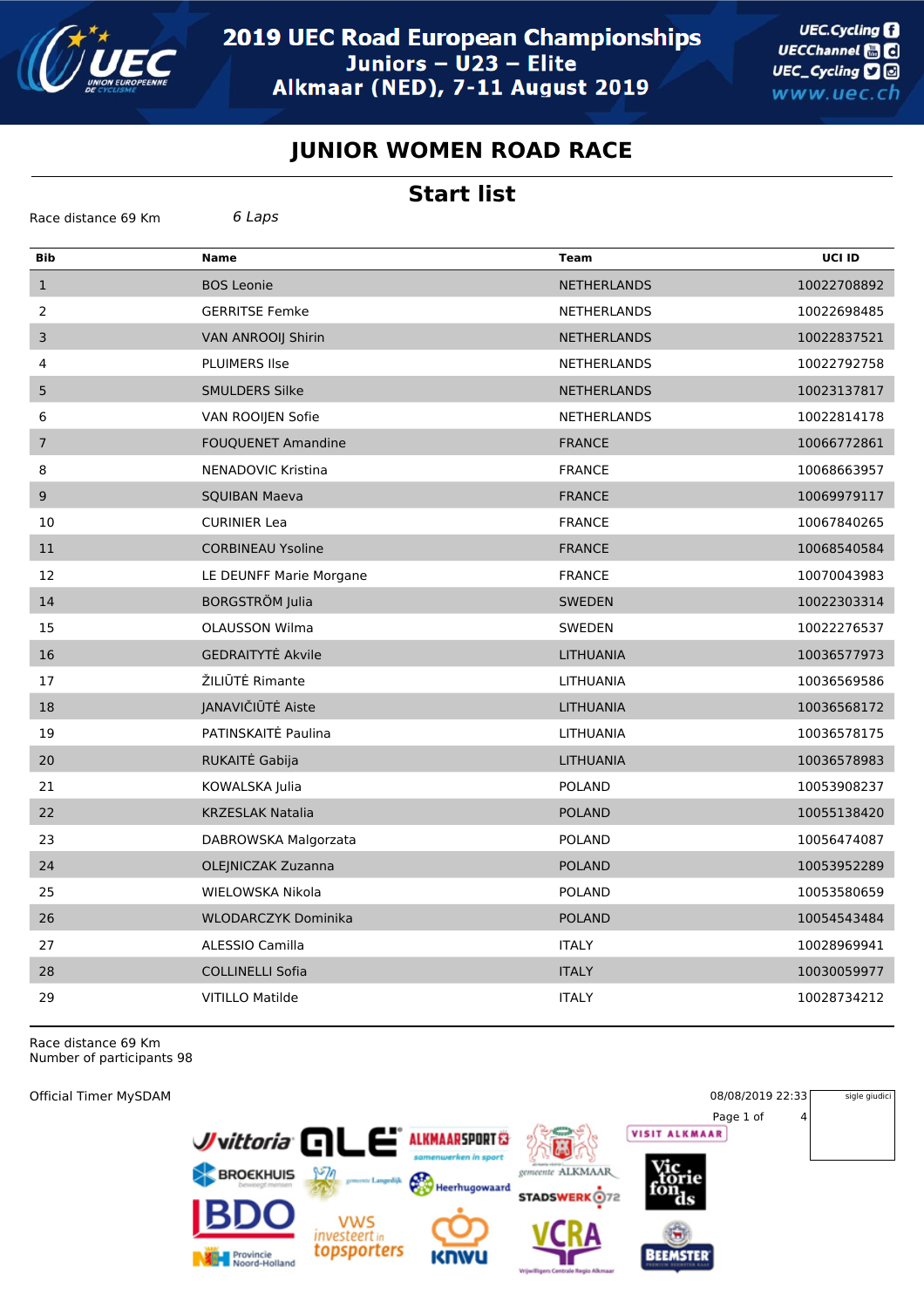# 2019 UEC Road European Championships

## Juniors – U23 – Elite

## Alkmaar (NED), 7-11 August 2019

# JUNIOR WOMEN ROAD RACE

## Start list

Race distance 69 Km *6 Laps*

| Bib | Name | Team | UCI ID |
|---|---|---|---|
| 1 | BOS Leonie | NETHERLANDS | 10022708892 |
| 2 | GERRITSE Femke | NETHERLANDS | 10022698485 |
| 3 | VAN ANROOIJ Shirin | NETHERLANDS | 10022837521 |
| 4 | PLUIMERS Ilse | NETHERLANDS | 10022792758 |
| 5 | SMULDERS Silke | NETHERLANDS | 10023137817 |
| 6 | VAN ROOIJEN Sofie | NETHERLANDS | 10022814178 |
| 7 | FOUQUENET Amandine | FRANCE | 10066772861 |
| 8 | NENADOVIC Kristina | FRANCE | 10068663957 |
| 9 | SQUIBAN Maeva | FRANCE | 10069979117 |
| 10 | CURINIER Lea | FRANCE | 10067840265 |
| 11 | CORBINEAU Ysoline | FRANCE | 10068540584 |
| 12 | LE DEUNFF Marie Morgane | FRANCE | 10070043983 |
| 14 | BORGSTRÖM Julia | SWEDEN | 10022303314 |
| 15 | OLAUSSON Wilma | SWEDEN | 10022276537 |
| 16 | GEDRAITYTĖ Akvile | LITHUANIA | 10036577973 |
| 17 | ŽILIŪTĖ Rimante | LITHUANIA | 10036569586 |
| 18 | JANAVIČIŪTĖ Aiste | LITHUANIA | 10036568172 |
| 19 | PATINSKAITĖ Paulina | LITHUANIA | 10036578175 |
| 20 | RUKAITĖ Gabija | LITHUANIA | 10036578983 |
| 21 | KOWALSKA Julia | POLAND | 10053908237 |
| 22 | KRZESLAK Natalia | POLAND | 10055138420 |
| 23 | DABROWSKA Malgorzata | POLAND | 10056474087 |
| 24 | OLEJNICZAK Zuzanna | POLAND | 10053952289 |
| 25 | WIELOWSKA Nikola | POLAND | 10053580659 |
| 26 | WLODARCZYK Dominika | POLAND | 10054543484 |
| 27 | ALESSIO Camilla | ITALY | 10028969941 |
| 28 | COLLINELLI Sofia | ITALY | 10030059977 |
| 29 | VITILLO Matilde | ITALY | 10028734212 |

Race distance 69 Km
Number of participants 98

Official Timer MySDAM

08/08/2019 22:33

sigle giudici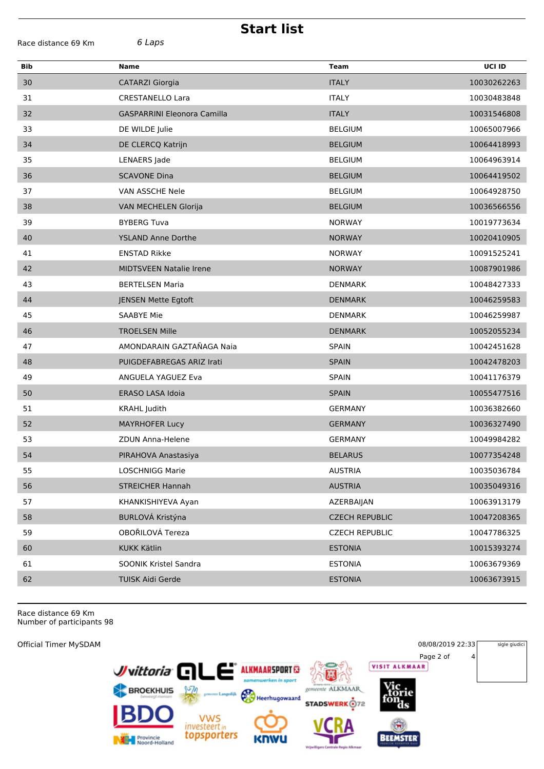# Start list

Race distance 69 Km *6 Laps*

| Bib | Name | Team | UCI ID |
|---|---|---|---|
| 30 | CATARZI Giorgia | ITALY | 10030262263 |
| 31 | CRESTANELLO Lara | ITALY | 10030483848 |
| 32 | GASPARRINI Eleonora Camilla | ITALY | 10031546808 |
| 33 | DE WILDE Julie | BELGIUM | 10065007966 |
| 34 | DE CLERCQ Katrijn | BELGIUM | 10064418993 |
| 35 | LENAERS Jade | BELGIUM | 10064963914 |
| 36 | SCAVONE Dina | BELGIUM | 10064419502 |
| 37 | VAN ASSCHE Nele | BELGIUM | 10064928750 |
| 38 | VAN MECHELEN Glorija | BELGIUM | 10036566556 |
| 39 | BYBERG Tuva | NORWAY | 10019773634 |
| 40 | YSLAND Anne Dorthe | NORWAY | 10020410905 |
| 41 | ENSTAD Rikke | NORWAY | 10091525241 |
| 42 | MIDTSVEEN Natalie Irene | NORWAY | 10087901986 |
| 43 | BERTELSEN Maria | DENMARK | 10048427333 |
| 44 | JENSEN Mette Egtoft | DENMARK | 10046259583 |
| 45 | SAABYE Mie | DENMARK | 10046259987 |
| 46 | TROELSEN Mille | DENMARK | 10052055234 |
| 47 | AMONDARAIN GAZTAÑAGA Naia | SPAIN | 10042451628 |
| 48 | PUIGDEFABREGAS ARIZ Irati | SPAIN | 10042478203 |
| 49 | ANGUELA YAGUEZ Eva | SPAIN | 10041176379 |
| 50 | ERASO LASA Idoia | SPAIN | 10055477516 |
| 51 | KRAHL Judith | GERMANY | 10036382660 |
| 52 | MAYRHOFER Lucy | GERMANY | 10036327490 |
| 53 | ZDUN Anna-Helene | GERMANY | 10049984282 |
| 54 | PIRAHOVA Anastasiya | BELARUS | 10077354248 |
| 55 | LOSCHNIGG Marie | AUSTRIA | 10035036784 |
| 56 | STREICHER Hannah | AUSTRIA | 10035049316 |
| 57 | KHANKISHIYEVA Ayan | AZERBAIJAN | 10063913179 |
| 58 | BURLOVÁ Kristýna | CZECH REPUBLIC | 10047208365 |
| 59 | OBOŘILOVÁ Tereza | CZECH REPUBLIC | 10047786325 |
| 60 | KUKK Kätlin | ESTONIA | 10015393274 |
| 61 | SOONIK Kristel Sandra | ESTONIA | 10063679369 |
| 62 | TUISK Aidi Gerde | ESTONIA | 10063673915 |

Race distance 69 Km
Number of participants 98

Official Timer MySDAM

08/08/2019 22:33

sigle giudici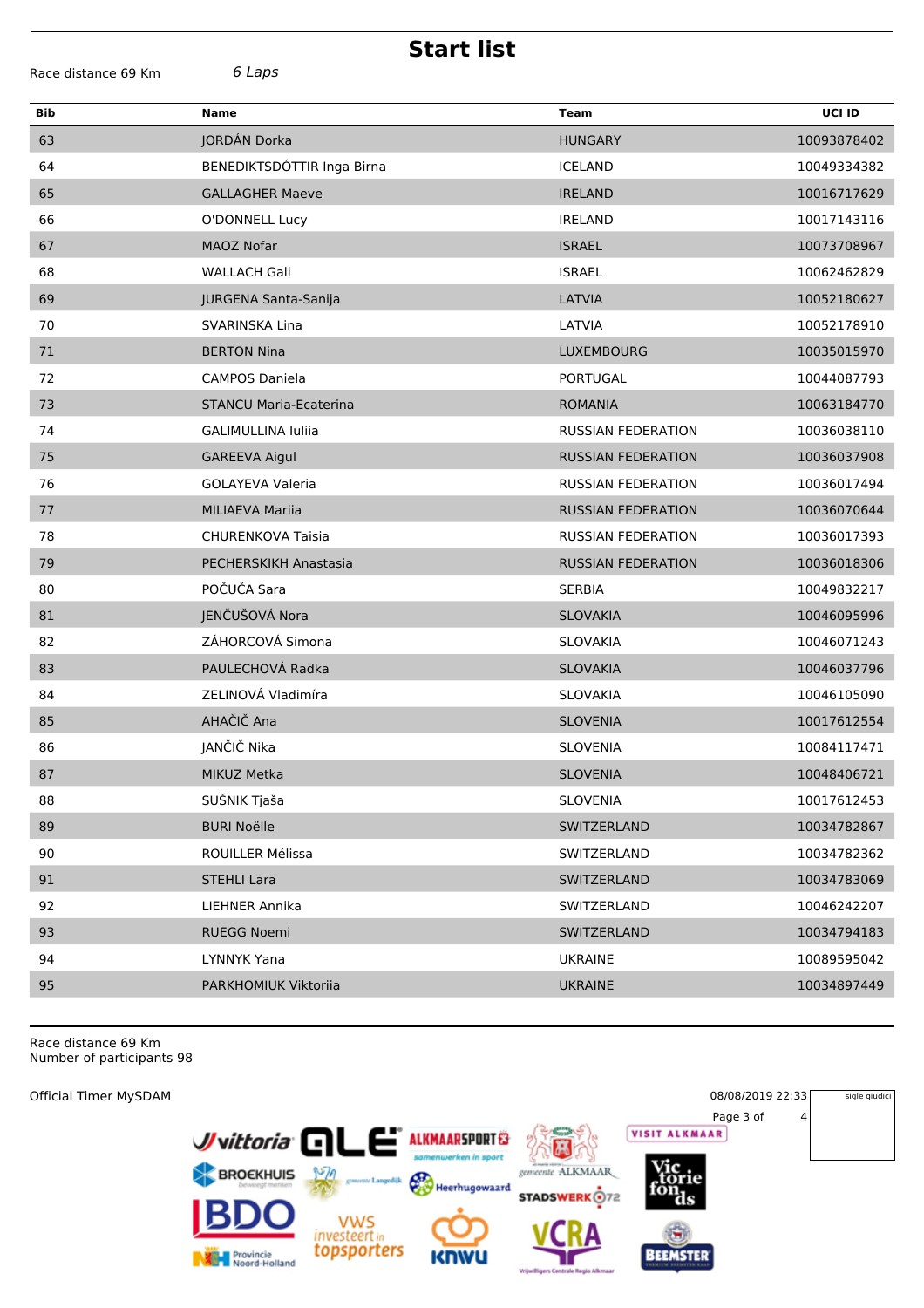# Start list

Race distance 69 Km *6 Laps*

| Bib | Name | Team | UCI ID |
|---|---|---|---|
| 63 | JORDÁN Dorka | HUNGARY | 10093878402 |
| 64 | BENEDIKTSDÓTTIR Inga Birna | ICELAND | 10049334382 |
| 65 | GALLAGHER Maeve | IRELAND | 10016717629 |
| 66 | O'DONNELL Lucy | IRELAND | 10017143116 |
| 67 | MAOZ Nofar | ISRAEL | 10073708967 |
| 68 | WALLACH Gali | ISRAEL | 10062462829 |
| 69 | JURGENA Santa-Sanija | LATVIA | 10052180627 |
| 70 | SVARINSKA Lina | LATVIA | 10052178910 |
| 71 | BERTON Nina | LUXEMBOURG | 10035015970 |
| 72 | CAMPOS Daniela | PORTUGAL | 10044087793 |
| 73 | STANCU Maria-Ecaterina | ROMANIA | 10063184770 |
| 74 | GALIMULLINA Iuliia | RUSSIAN FEDERATION | 10036038110 |
| 75 | GAREEVA Aigul | RUSSIAN FEDERATION | 10036037908 |
| 76 | GOLAYEVA Valeria | RUSSIAN FEDERATION | 10036017494 |
| 77 | MILIAEVA Mariia | RUSSIAN FEDERATION | 10036070644 |
| 78 | CHURENKOVA Taisia | RUSSIAN FEDERATION | 10036017393 |
| 79 | PECHERSKIKH Anastasia | RUSSIAN FEDERATION | 10036018306 |
| 80 | POČUČA Sara | SERBIA | 10049832217 |
| 81 | JENČUŠOVÁ Nora | SLOVAKIA | 10046095996 |
| 82 | ZÁHORCOVÁ Simona | SLOVAKIA | 10046071243 |
| 83 | PAULECHOVÁ Radka | SLOVAKIA | 10046037796 |
| 84 | ZELINOVÁ Vladimíra | SLOVAKIA | 10046105090 |
| 85 | AHAČIČ Ana | SLOVENIA | 10017612554 |
| 86 | JANČIČ Nika | SLOVENIA | 10084117471 |
| 87 | MIKUZ Metka | SLOVENIA | 10048406721 |
| 88 | SUŠNIK Tjaša | SLOVENIA | 10017612453 |
| 89 | BURI Noëlle | SWITZERLAND | 10034782867 |
| 90 | ROUILLER Mélissa | SWITZERLAND | 10034782362 |
| 91 | STEHLI Lara | SWITZERLAND | 10034783069 |
| 92 | LIEHNER Annika | SWITZERLAND | 10046242207 |
| 93 | RUEGG Noemi | SWITZERLAND | 10034794183 |
| 94 | LYNNYK Yana | UKRAINE | 10089595042 |
| 95 | PARKHOMIUK Viktoriia | UKRAINE | 10034897449 |

Race distance 69 Km
Number of participants 98

Official Timer MySDAM

08/08/2019 22:33

sigle giudici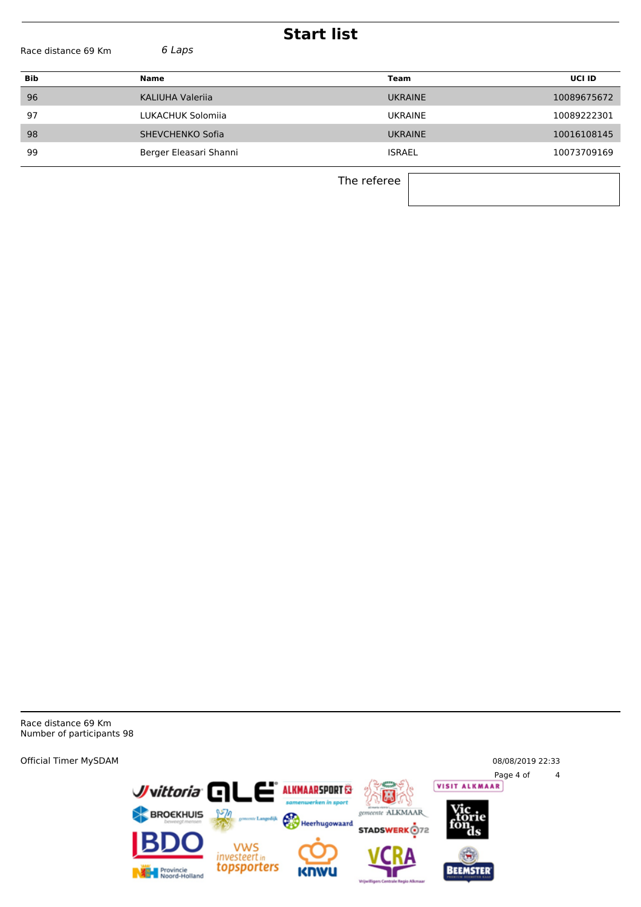# Start list

Race distance 69 Km *6 Laps*

| Bib | Name | Team | UCI ID |
|---|---|---|---|
| 96 | KALIUHA Valeriia | UKRAINE | 10089675672 |
| 97 | LUKACHUK Solomiia | UKRAINE | 10089222301 |
| 98 | SHEVCHENKO Sofia | UKRAINE | 10016108145 |
| 99 | Berger Eleasari Shanni | ISRAEL | 10073709169 |

The referee

Race distance 69 Km
Number of participants 98

Official Timer MySDAM

08/08/2019 22:33